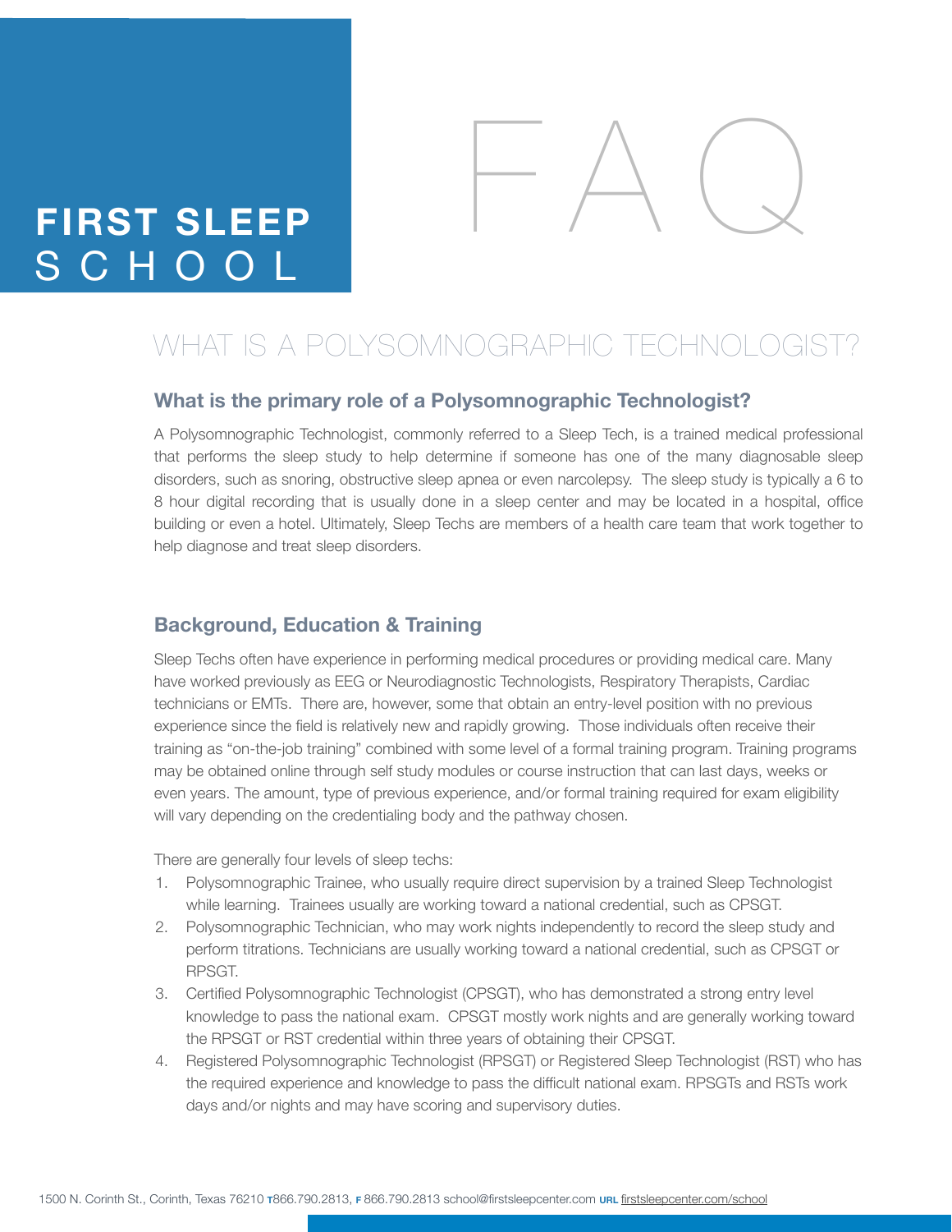# FIRST SLEEP SCHOOL

# FAQ

## WHAT IS A POLYSOMNOGRAPHIC TECHNOLOGIST?

### What is the primary role of a Polysomnographic Technologist?

A Polysomnographic Technologist, commonly referred to a Sleep Tech, is a trained medical professional that performs the sleep study to help determine if someone has one of the many diagnosable sleep disorders, such as snoring, obstructive sleep apnea or even narcolepsy. The sleep study is typically a 6 to 8 hour digital recording that is usually done in a sleep center and may be located in a hospital, office building or even a hotel. Ultimately, Sleep Techs are members of a health care team that work together to help diagnose and treat sleep disorders.

### Background, Education & Training

Sleep Techs often have experience in performing medical procedures or providing medical care. Many have worked previously as EEG or Neurodiagnostic Technologists, Respiratory Therapists, Cardiac technicians or EMTs. There are, however, some that obtain an entry-level position with no previous experience since the field is relatively new and rapidly growing. Those individuals often receive their training as "on-the-job training" combined with some level of a formal training program. Training programs may be obtained online through self study modules or course instruction that can last days, weeks or even years. The amount, type of previous experience, and/or formal training required for exam eligibility will vary depending on the credentialing body and the pathway chosen.

There are generally four levels of sleep techs:

1. Polysomnographic Trainee, who usually require direct supervision by a trained Sleep Technologist while learning. Trainees usually are working toward a national credential, such as CPSGT.
2. Polysomnographic Technician, who may work nights independently to record the sleep study and perform titrations. Technicians are usually working toward a national credential, such as CPSGT or RPSGT.
3. Certified Polysomnographic Technologist (CPSGT), who has demonstrated a strong entry level knowledge to pass the national exam. CPSGT mostly work nights and are generally working toward the RPSGT or RST credential within three years of obtaining their CPSGT.
4. Registered Polysomnographic Technologist (RPSGT) or Registered Sleep Technologist (RST) who has the required experience and knowledge to pass the difficult national exam. RPSGTs and RSTs work days and/or nights and may have scoring and supervisory duties.

1500 N. Corinth St., Corinth, Texas 76210 T 866.790.2813, F 866.790.2813 school@firstsleepcenter.com URL firstsleepcenter.com/school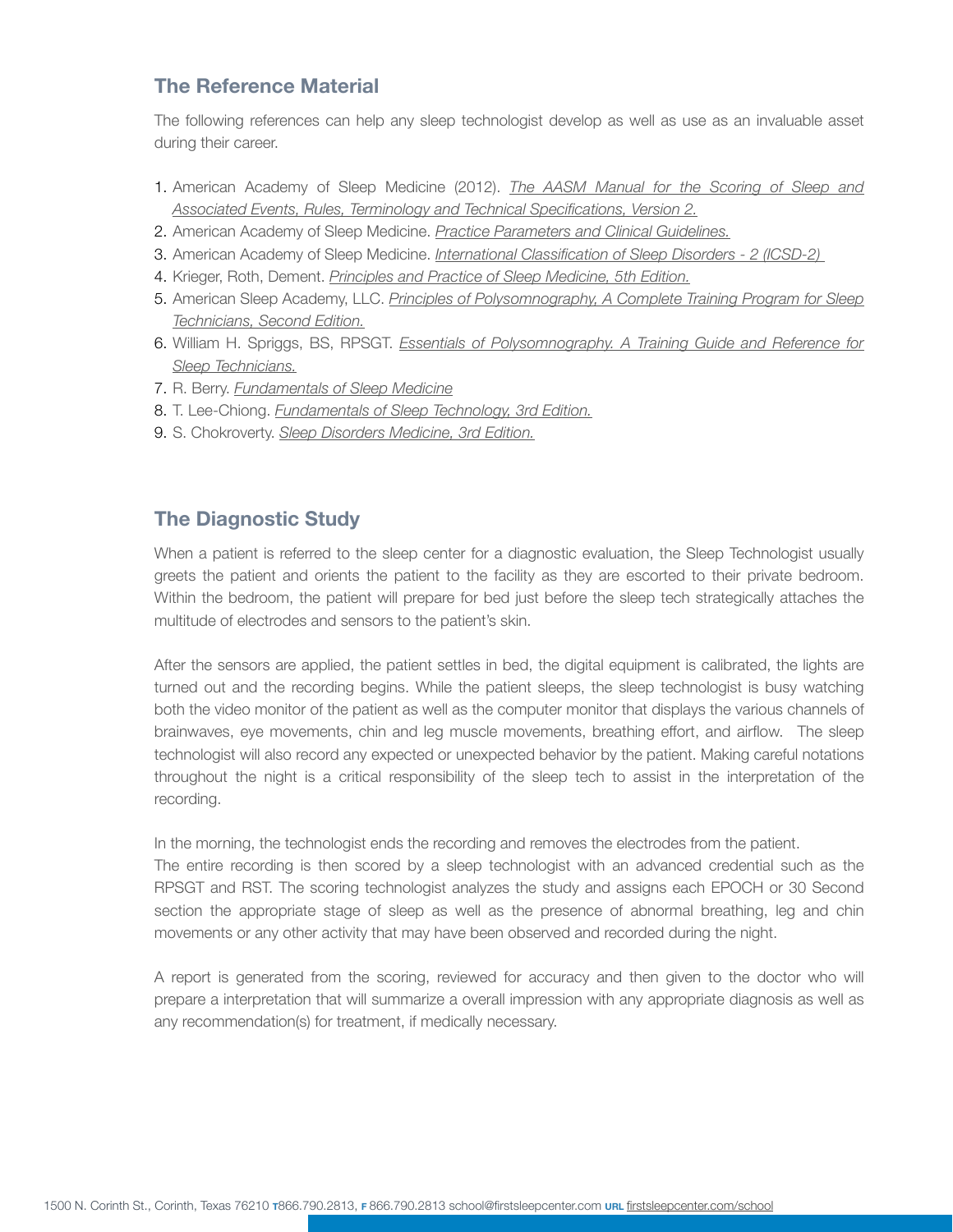## The Reference Material

The following references can help any sleep technologist develop as well as use as an invaluable asset during their career.

1. American Academy of Sleep Medicine (2012). *The AASM Manual for the Scoring of Sleep and Associated Events, Rules, Terminology and Technical Specifications, Version 2.*
2. American Academy of Sleep Medicine. *Practice Parameters and Clinical Guidelines.*
3. American Academy of Sleep Medicine. *International Classification of Sleep Disorders - 2 (ICSD-2)*
4. Krieger, Roth, Dement. *Principles and Practice of Sleep Medicine, 5th Edition.*
5. American Sleep Academy, LLC. *Principles of Polysomnography, A Complete Training Program for Sleep Technicians, Second Edition.*
6. William H. Spriggs, BS, RPSGT. *Essentials of Polysomnography. A Training Guide and Reference for Sleep Technicians.*
7. R. Berry. *Fundamentals of Sleep Medicine*
8. T. Lee-Chiong. *Fundamentals of Sleep Technology, 3rd Edition.*
9. S. Chokroverty. *Sleep Disorders Medicine, 3rd Edition.*

## The Diagnostic Study

When a patient is referred to the sleep center for a diagnostic evaluation, the Sleep Technologist usually greets the patient and orients the patient to the facility as they are escorted to their private bedroom. Within the bedroom, the patient will prepare for bed just before the sleep tech strategically attaches the multitude of electrodes and sensors to the patient's skin.

After the sensors are applied, the patient settles in bed, the digital equipment is calibrated, the lights are turned out and the recording begins. While the patient sleeps, the sleep technologist is busy watching both the video monitor of the patient as well as the computer monitor that displays the various channels of brainwaves, eye movements, chin and leg muscle movements, breathing effort, and airflow. The sleep technologist will also record any expected or unexpected behavior by the patient. Making careful notations throughout the night is a critical responsibility of the sleep tech to assist in the interpretation of the recording.

In the morning, the technologist ends the recording and removes the electrodes from the patient.
The entire recording is then scored by a sleep technologist with an advanced credential such as the RPSGT and RST. The scoring technologist analyzes the study and assigns each EPOCH or 30 Second section the appropriate stage of sleep as well as the presence of abnormal breathing, leg and chin movements or any other activity that may have been observed and recorded during the night.

A report is generated from the scoring, reviewed for accuracy and then given to the doctor who will prepare a interpretation that will summarize a overall impression with any appropriate diagnosis as well as any recommendation(s) for treatment, if medically necessary.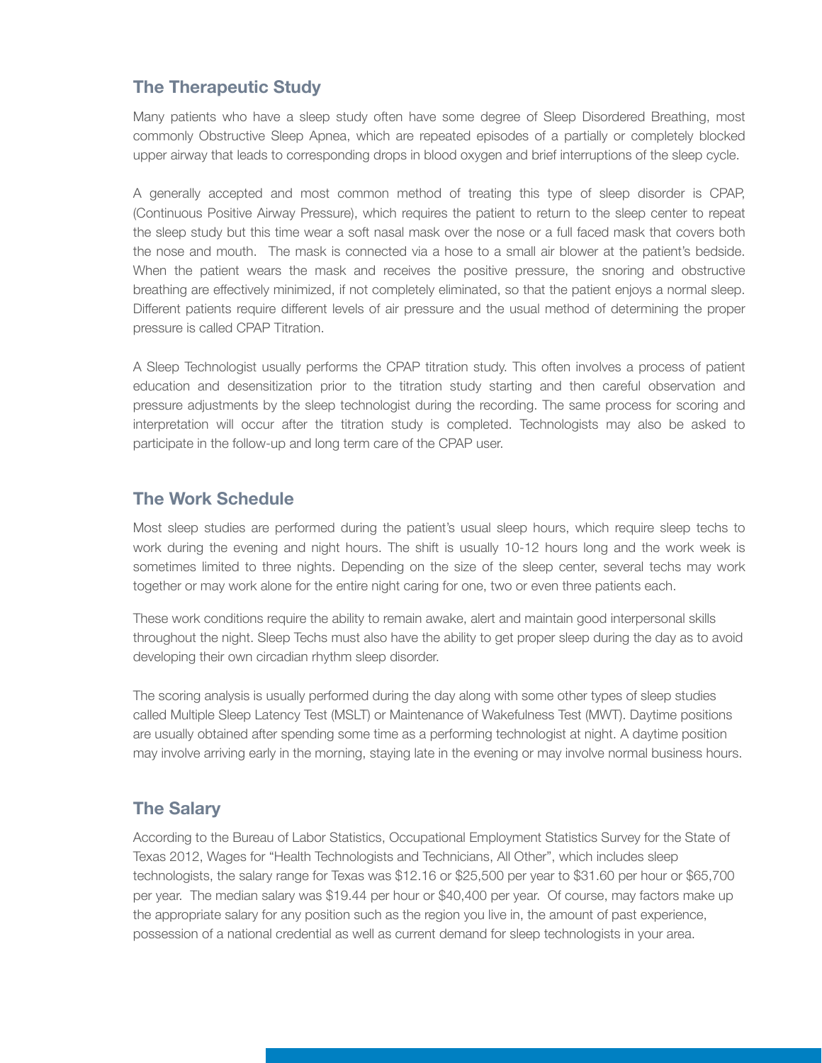## The Therapeutic Study

Many patients who have a sleep study often have some degree of Sleep Disordered Breathing, most commonly Obstructive Sleep Apnea, which are repeated episodes of a partially or completely blocked upper airway that leads to corresponding drops in blood oxygen and brief interruptions of the sleep cycle.

A generally accepted and most common method of treating this type of sleep disorder is CPAP, (Continuous Positive Airway Pressure), which requires the patient to return to the sleep center to repeat the sleep study but this time wear a soft nasal mask over the nose or a full faced mask that covers both the nose and mouth. The mask is connected via a hose to a small air blower at the patient's bedside. When the patient wears the mask and receives the positive pressure, the snoring and obstructive breathing are effectively minimized, if not completely eliminated, so that the patient enjoys a normal sleep. Different patients require different levels of air pressure and the usual method of determining the proper pressure is called CPAP Titration.

A Sleep Technologist usually performs the CPAP titration study. This often involves a process of patient education and desensitization prior to the titration study starting and then careful observation and pressure adjustments by the sleep technologist during the recording. The same process for scoring and interpretation will occur after the titration study is completed. Technologists may also be asked to participate in the follow-up and long term care of the CPAP user.

## The Work Schedule

Most sleep studies are performed during the patient's usual sleep hours, which require sleep techs to work during the evening and night hours. The shift is usually 10-12 hours long and the work week is sometimes limited to three nights. Depending on the size of the sleep center, several techs may work together or may work alone for the entire night caring for one, two or even three patients each.

These work conditions require the ability to remain awake, alert and maintain good interpersonal skills throughout the night. Sleep Techs must also have the ability to get proper sleep during the day as to avoid developing their own circadian rhythm sleep disorder.

The scoring analysis is usually performed during the day along with some other types of sleep studies called Multiple Sleep Latency Test (MSLT) or Maintenance of Wakefulness Test (MWT). Daytime positions are usually obtained after spending some time as a performing technologist at night. A daytime position may involve arriving early in the morning, staying late in the evening or may involve normal business hours.

## The Salary

According to the Bureau of Labor Statistics, Occupational Employment Statistics Survey for the State of Texas 2012, Wages for "Health Technologists and Technicians, All Other", which includes sleep technologists, the salary range for Texas was $12.16 or $25,500 per year to $31.60 per hour or $65,700 per year. The median salary was $19.44 per hour or $40,400 per year. Of course, may factors make up the appropriate salary for any position such as the region you live in, the amount of past experience, possession of a national credential as well as current demand for sleep technologists in your area.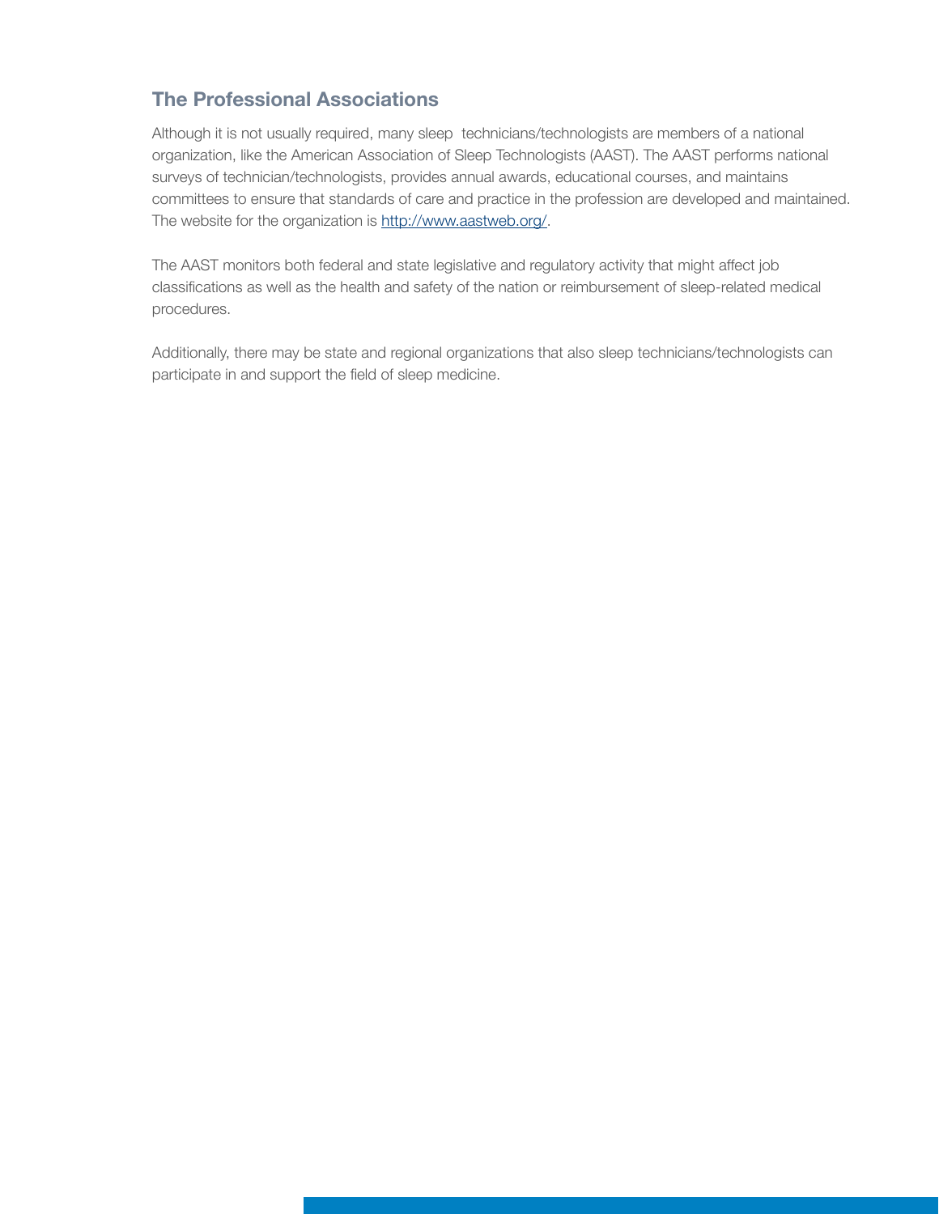## The Professional Associations

Although it is not usually required, many sleep technicians/technologists are members of a national organization, like the American Association of Sleep Technologists (AAST). The AAST performs national surveys of technician/technologists, provides annual awards, educational courses, and maintains committees to ensure that standards of care and practice in the profession are developed and maintained. The website for the organization is [http://www.aastweb.org/](http://www.aastweb.org/).

The AAST monitors both federal and state legislative and regulatory activity that might affect job classifications as well as the health and safety of the nation or reimbursement of sleep-related medical procedures.

Additionally, there may be state and regional organizations that also sleep technicians/technologists can participate in and support the field of sleep medicine.